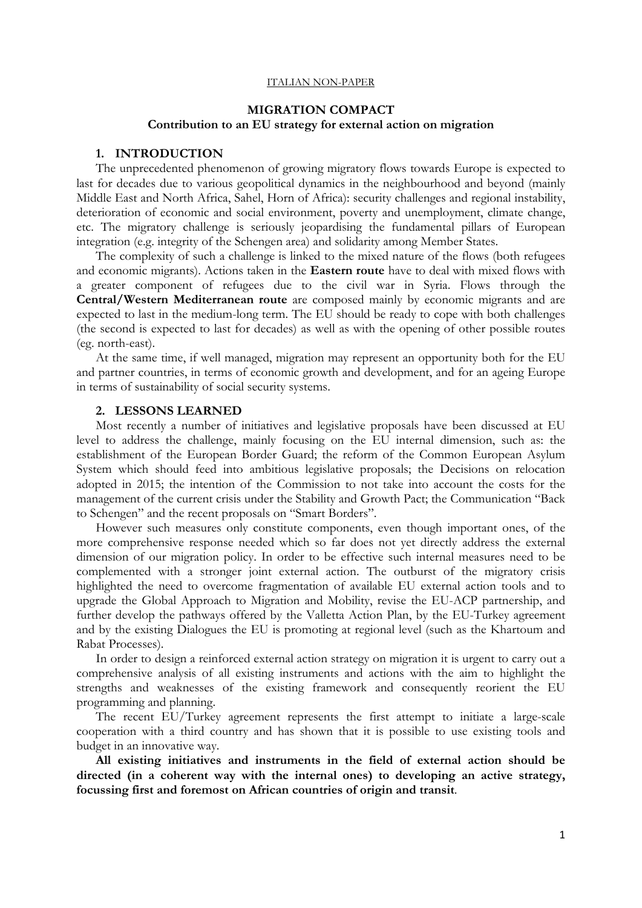ITALIAN NON-PAPER

# MIGRATION COMPACT

## Contribution to an EU strategy for external action on migration

### 1. INTRODUCTION

The unprecedented phenomenon of growing migratory flows towards Europe is expected to last for decades due to various geopolitical dynamics in the neighbourhood and beyond (mainly Middle East and North Africa, Sahel, Horn of Africa): security challenges and regional instability, deterioration of economic and social environment, poverty and unemployment, climate change, etc. The migratory challenge is seriously jeopardising the fundamental pillars of European integration (e.g. integrity of the Schengen area) and solidarity among Member States.

The complexity of such a challenge is linked to the mixed nature of the flows (both refugees and economic migrants). Actions taken in the **Eastern route** have to deal with mixed flows with a greater component of refugees due to the civil war in Syria. Flows through the **Central/Western Mediterranean route** are composed mainly by economic migrants and are expected to last in the medium-long term. The EU should be ready to cope with both challenges (the second is expected to last for decades) as well as with the opening of other possible routes (eg. north-east).

At the same time, if well managed, migration may represent an opportunity both for the EU and partner countries, in terms of economic growth and development, and for an ageing Europe in terms of sustainability of social security systems.

### 2. LESSONS LEARNED

Most recently a number of initiatives and legislative proposals have been discussed at EU level to address the challenge, mainly focusing on the EU internal dimension, such as: the establishment of the European Border Guard; the reform of the Common European Asylum System which should feed into ambitious legislative proposals; the Decisions on relocation adopted in 2015; the intention of the Commission to not take into account the costs for the management of the current crisis under the Stability and Growth Pact; the Communication "Back to Schengen" and the recent proposals on "Smart Borders".

However such measures only constitute components, even though important ones, of the more comprehensive response needed which so far does not yet directly address the external dimension of our migration policy. In order to be effective such internal measures need to be complemented with a stronger joint external action. The outburst of the migratory crisis highlighted the need to overcome fragmentation of available EU external action tools and to upgrade the Global Approach to Migration and Mobility, revise the EU-ACP partnership, and further develop the pathways offered by the Valletta Action Plan, by the EU-Turkey agreement and by the existing Dialogues the EU is promoting at regional level (such as the Khartoum and Rabat Processes).

In order to design a reinforced external action strategy on migration it is urgent to carry out a comprehensive analysis of all existing instruments and actions with the aim to highlight the strengths and weaknesses of the existing framework and consequently reorient the EU programming and planning.

The recent EU/Turkey agreement represents the first attempt to initiate a large-scale cooperation with a third country and has shown that it is possible to use existing tools and budget in an innovative way.

**All existing initiatives and instruments in the field of external action should be directed (in a coherent way with the internal ones) to developing an active strategy, focussing first and foremost on African countries of origin and transit**.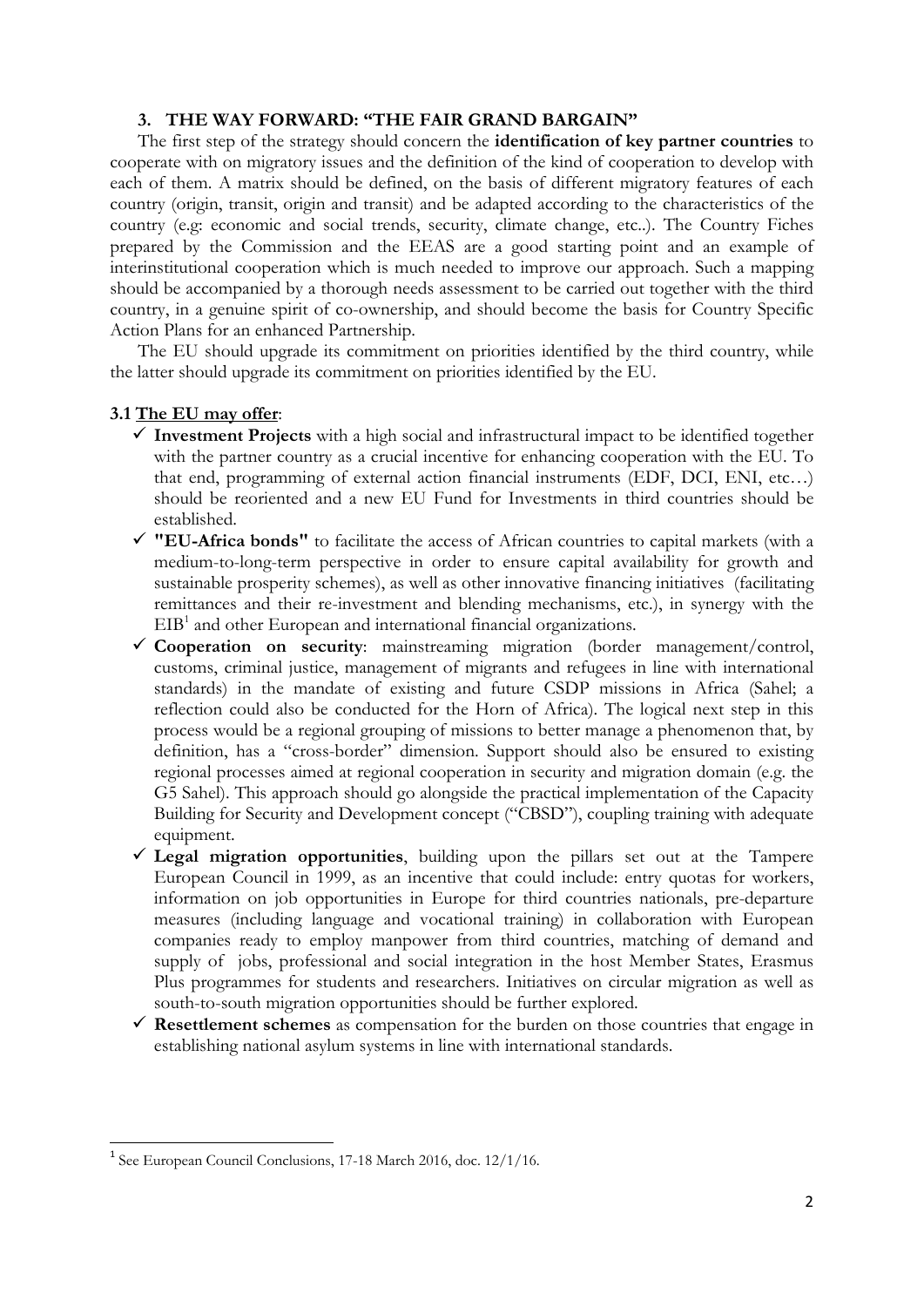## 3. THE WAY FORWARD: "THE FAIR GRAND BARGAIN"

The first step of the strategy should concern the **identification of key partner countries** to cooperate with on migratory issues and the definition of the kind of cooperation to develop with each of them. A matrix should be defined, on the basis of different migratory features of each country (origin, transit, origin and transit) and be adapted according to the characteristics of the country (e.g: economic and social trends, security, climate change, etc..). The Country Fiches prepared by the Commission and the EEAS are a good starting point and an example of interinstitutional cooperation which is much needed to improve our approach. Such a mapping should be accompanied by a thorough needs assessment to be carried out together with the third country, in a genuine spirit of co-ownership, and should become the basis for Country Specific Action Plans for an enhanced Partnership.

The EU should upgrade its commitment on priorities identified by the third country, while the latter should upgrade its commitment on priorities identified by the EU.

### 3.1 The EU may offer:

- ✓ **Investment Projects** with a high social and infrastructural impact to be identified together with the partner country as a crucial incentive for enhancing cooperation with the EU. To that end, programming of external action financial instruments (EDF, DCI, ENI, etc…) should be reoriented and a new EU Fund for Investments in third countries should be established.
- ✓ **"EU-Africa bonds"** to facilitate the access of African countries to capital markets (with a medium-to-long-term perspective in order to ensure capital availability for growth and sustainable prosperity schemes), as well as other innovative financing initiatives (facilitating remittances and their re-investment and blending mechanisms, etc.), in synergy with the EIB[1] and other European and international financial organizations.
- ✓ **Cooperation on security**: mainstreaming migration (border management/control, customs, criminal justice, management of migrants and refugees in line with international standards) in the mandate of existing and future CSDP missions in Africa (Sahel; a reflection could also be conducted for the Horn of Africa). The logical next step in this process would be a regional grouping of missions to better manage a phenomenon that, by definition, has a "cross-border" dimension. Support should also be ensured to existing regional processes aimed at regional cooperation in security and migration domain (e.g. the G5 Sahel). This approach should go alongside the practical implementation of the Capacity Building for Security and Development concept ("CBSD"), coupling training with adequate equipment.
- ✓ **Legal migration opportunities**, building upon the pillars set out at the Tampere European Council in 1999, as an incentive that could include: entry quotas for workers, information on job opportunities in Europe for third countries nationals, pre-departure measures (including language and vocational training) in collaboration with European companies ready to employ manpower from third countries, matching of demand and supply of jobs, professional and social integration in the host Member States, Erasmus Plus programmes for students and researchers. Initiatives on circular migration as well as south-to-south migration opportunities should be further explored.
- ✓ **Resettlement schemes** as compensation for the burden on those countries that engage in establishing national asylum systems in line with international standards.

---

[1] See European Council Conclusions, 17-18 March 2016, doc. 12/1/16.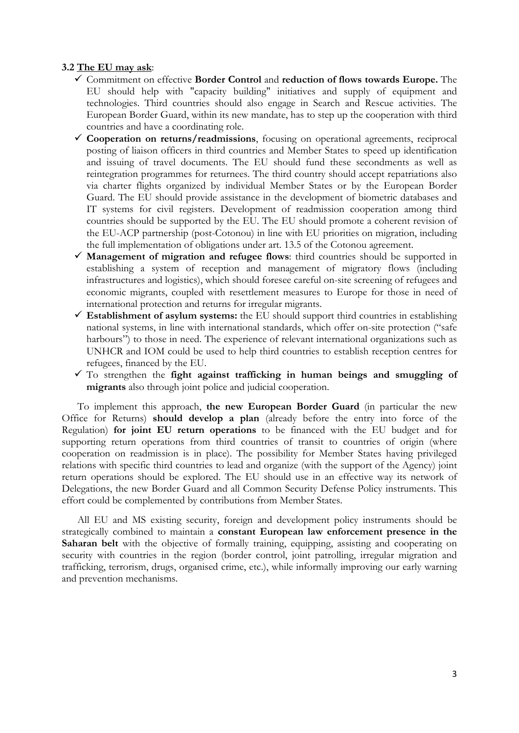### 3.2 <u>The EU may ask</u>:

- ✓ Commitment on effective **Border Control** and **reduction of flows towards Europe.** The EU should help with "capacity building" initiatives and supply of equipment and technologies. Third countries should also engage in Search and Rescue activities. The European Border Guard, within its new mandate, has to step up the cooperation with third countries and have a coordinating role.
- ✓ **Cooperation on returns/readmissions**, focusing on operational agreements, reciprocal posting of liaison officers in third countries and Member States to speed up identification and issuing of travel documents. The EU should fund these secondments as well as reintegration programmes for returnees. The third country should accept repatriations also via charter flights organized by individual Member States or by the European Border Guard. The EU should provide assistance in the development of biometric databases and IT systems for civil registers. Development of readmission cooperation among third countries should be supported by the EU. The EU should promote a coherent revision of the EU-ACP partnership (post-Cotonou) in line with EU priorities on migration, including the full implementation of obligations under art. 13.5 of the Cotonou agreement.
- ✓ **Management of migration and refugee flows**: third countries should be supported in establishing a system of reception and management of migratory flows (including infrastructures and logistics), which should foresee careful on-site screening of refugees and economic migrants, coupled with resettlement measures to Europe for those in need of international protection and returns for irregular migrants.
- ✓ **Establishment of asylum systems:** the EU should support third countries in establishing national systems, in line with international standards, which offer on-site protection ("safe harbours") to those in need. The experience of relevant international organizations such as UNHCR and IOM could be used to help third countries to establish reception centres for refugees, financed by the EU.
- ✓ To strengthen the **fight against trafficking in human beings and smuggling of migrants** also through joint police and judicial cooperation.

To implement this approach, **the new European Border Guard** (in particular the new Office for Returns) **should develop a plan** (already before the entry into force of the Regulation) **for joint EU return operations** to be financed with the EU budget and for supporting return operations from third countries of transit to countries of origin (where cooperation on readmission is in place). The possibility for Member States having privileged relations with specific third countries to lead and organize (with the support of the Agency) joint return operations should be explored. The EU should use in an effective way its network of Delegations, the new Border Guard and all Common Security Defense Policy instruments. This effort could be complemented by contributions from Member States.

All EU and MS existing security, foreign and development policy instruments should be strategically combined to maintain a **constant European law enforcement presence in the Saharan belt** with the objective of formally training, equipping, assisting and cooperating on security with countries in the region (border control, joint patrolling, irregular migration and trafficking, terrorism, drugs, organised crime, etc.), while informally improving our early warning and prevention mechanisms.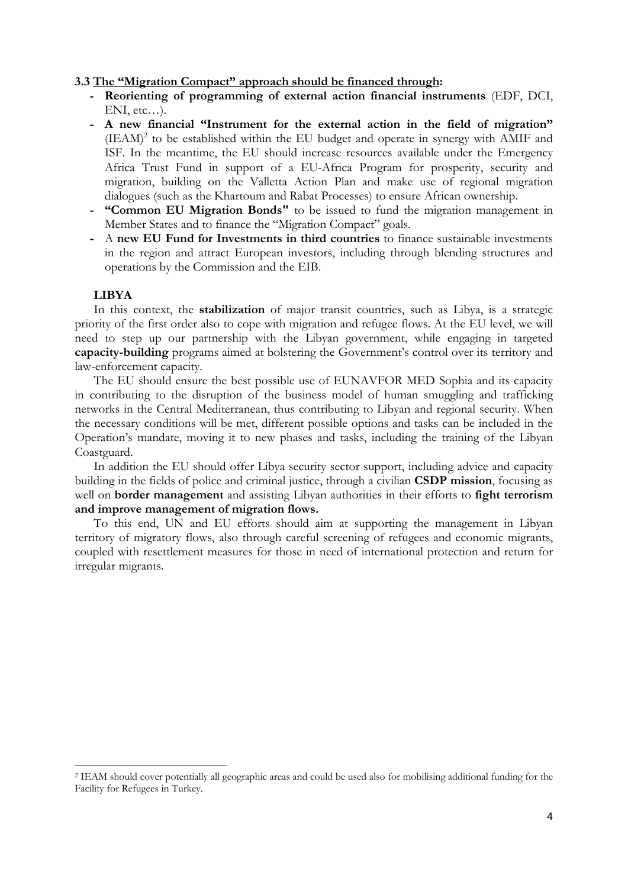### 3.3 The "Migration Compact" approach should be financed through:

- **Reorienting of programming of external action financial instruments** (EDF, DCI, ENI, etc…).
- **A new financial "Instrument for the external action in the field of migration"** (IEAM)[2] to be established within the EU budget and operate in synergy with AMIF and ISF. In the meantime, the EU should increase resources available under the Emergency Africa Trust Fund in support of a EU-Africa Program for prosperity, security and migration, building on the Valletta Action Plan and make use of regional migration dialogues (such as the Khartoum and Rabat Processes) to ensure African ownership.
- **"Common EU Migration Bonds"** to be issued to fund the migration management in Member States and to finance the "Migration Compact" goals.
- A **new EU Fund for Investments in third countries** to finance sustainable investments in the region and attract European investors, including through blending structures and operations by the Commission and the EIB.

**LIBYA**

In this context, the **stabilization** of major transit countries, such as Libya, is a strategic priority of the first order also to cope with migration and refugee flows. At the EU level, we will need to step up our partnership with the Libyan government, while engaging in targeted **capacity-building** programs aimed at bolstering the Government's control over its territory and law-enforcement capacity.

The EU should ensure the best possible use of EUNAVFOR MED Sophia and its capacity in contributing to the disruption of the business model of human smuggling and trafficking networks in the Central Mediterranean, thus contributing to Libyan and regional security. When the necessary conditions will be met, different possible options and tasks can be included in the Operation's mandate, moving it to new phases and tasks, including the training of the Libyan Coastguard.

In addition the EU should offer Libya security sector support, including advice and capacity building in the fields of police and criminal justice, through a civilian **CSDP mission**, focusing as well on **border management** and assisting Libyan authorities in their efforts to **fight terrorism and improve management of migration flows.**

To this end, UN and EU efforts should aim at supporting the management in Libyan territory of migratory flows, also through careful screening of refugees and economic migrants, coupled with resettlement measures for those in need of international protection and return for irregular migrants.

[2] IEAM should cover potentially all geographic areas and could be used also for mobilising additional funding for the Facility for Refugees in Turkey.